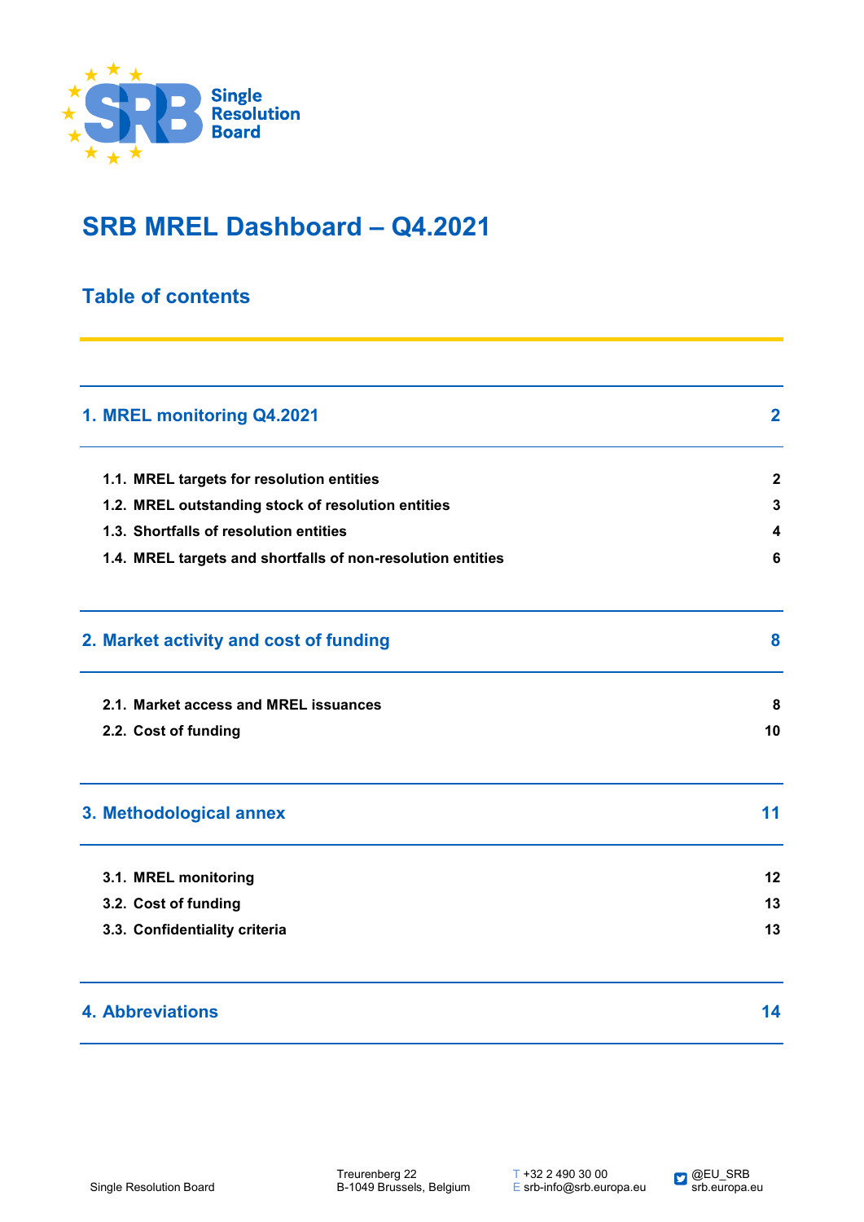Single Resolution Board

# SRB MREL Dashboard – Q4.2021

## Table of contents

| | |
|---|---|
| **1. MREL monitoring Q4.2021** | **2** |
| 1.1. MREL targets for resolution entities | 2 |
| 1.2. MREL outstanding stock of resolution entities | 3 |
| 1.3. Shortfalls of resolution entities | 4 |
| 1.4. MREL targets and shortfalls of non-resolution entities | 6 |
| **2. Market activity and cost of funding** | **8** |
| 2.1. Market access and MREL issuances | 8 |
| 2.2. Cost of funding | 10 |
| **3. Methodological annex** | **11** |
| 3.1. MREL monitoring | 12 |
| 3.2. Cost of funding | 13 |
| 3.3. Confidentiality criteria | 13 |
| **4. Abbreviations** | **14** |

Single Resolution Board

Treurenberg 22
B-1049 Brussels, Belgium

T +32 2 490 30 00
E srb-info@srb.europa.eu

@EU_SRB
srb.europa.eu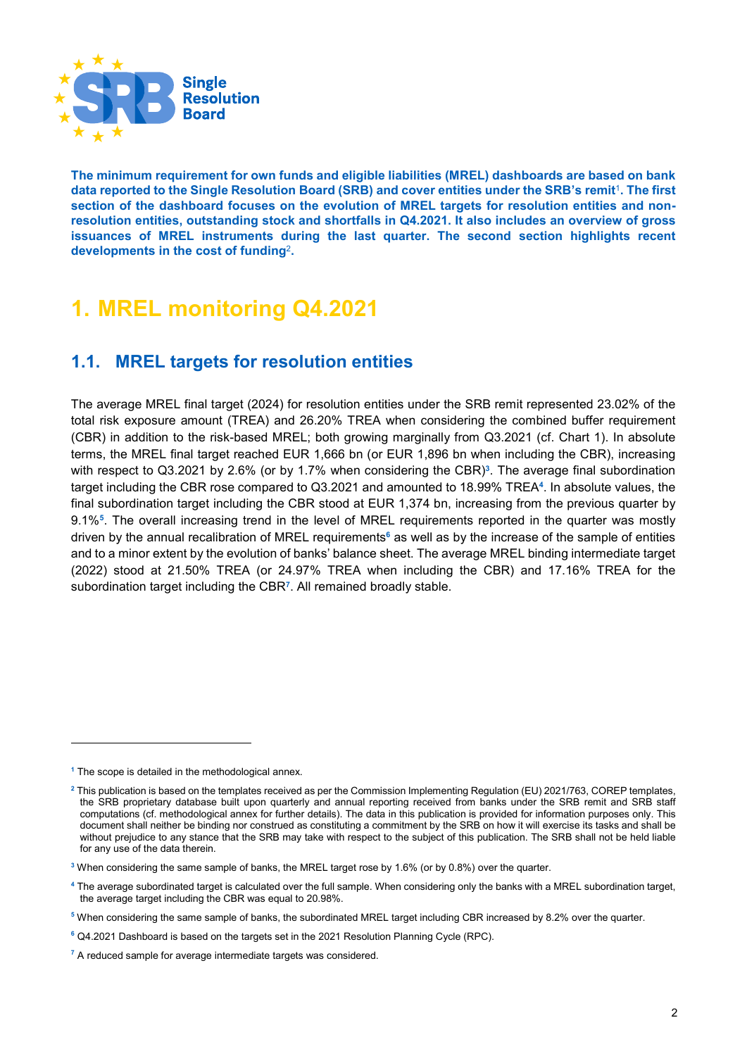**The minimum requirement for own funds and eligible liabilities (MREL) dashboards are based on bank data reported to the Single Resolution Board (SRB) and cover entities under the SRB's remit[1]. The first section of the dashboard focuses on the evolution of MREL targets for resolution entities and non-resolution entities, outstanding stock and shortfalls in Q4.2021. It also includes an overview of gross issuances of MREL instruments during the last quarter. The second section highlights recent developments in the cost of funding[2].**

# 1. MREL monitoring Q4.2021

## 1.1. MREL targets for resolution entities

The average MREL final target (2024) for resolution entities under the SRB remit represented 23.02% of the total risk exposure amount (TREA) and 26.20% TREA when considering the combined buffer requirement (CBR) in addition to the risk-based MREL; both growing marginally from Q3.2021 (cf. Chart 1). In absolute terms, the MREL final target reached EUR 1,666 bn (or EUR 1,896 bn when including the CBR), increasing with respect to Q3.2021 by 2.6% (or by 1.7% when considering the CBR)[3]. The average final subordination target including the CBR rose compared to Q3.2021 and amounted to 18.99% TREA[4]. In absolute values, the final subordination target including the CBR stood at EUR 1,374 bn, increasing from the previous quarter by 9.1%[5]. The overall increasing trend in the level of MREL requirements reported in the quarter was mostly driven by the annual recalibration of MREL requirements[6] as well as by the increase of the sample of entities and to a minor extent by the evolution of banks' balance sheet. The average MREL binding intermediate target (2022) stood at 21.50% TREA (or 24.97% TREA when including the CBR) and 17.16% TREA for the subordination target including the CBR[7]. All remained broadly stable.

---

[1] The scope is detailed in the methodological annex.

[2] This publication is based on the templates received as per the Commission Implementing Regulation (EU) 2021/763, COREP templates, the SRB proprietary database built upon quarterly and annual reporting received from banks under the SRB remit and SRB staff computations (cf. methodological annex for further details). The data in this publication is provided for information purposes only. This document shall neither be binding nor construed as constituting a commitment by the SRB on how it will exercise its tasks and shall be without prejudice to any stance that the SRB may take with respect to the subject of this publication. The SRB shall not be held liable for any use of the data therein.

[3] When considering the same sample of banks, the MREL target rose by 1.6% (or by 0.8%) over the quarter.

[4] The average subordinated target is calculated over the full sample. When considering only the banks with a MREL subordination target, the average target including the CBR was equal to 20.98%.

[5] When considering the same sample of banks, the subordinated MREL target including CBR increased by 8.2% over the quarter.

[6] Q4.2021 Dashboard is based on the targets set in the 2021 Resolution Planning Cycle (RPC).

[7] A reduced sample for average intermediate targets was considered.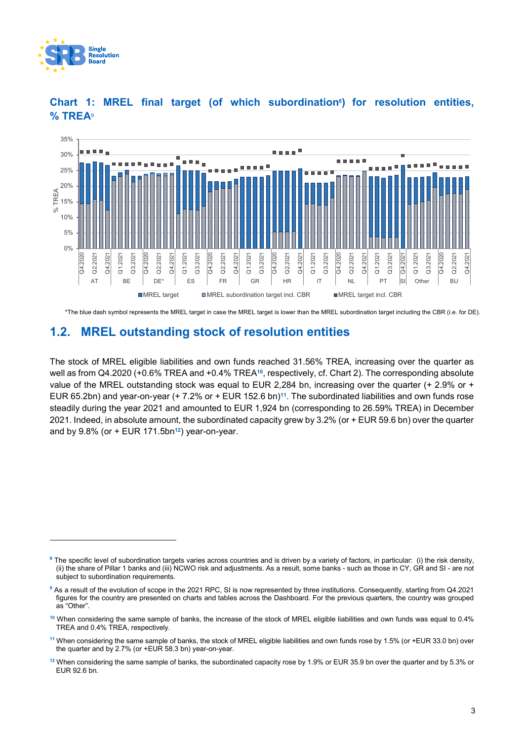## Chart 1: MREL final target (of which subordination[8]) for resolution entities, % TREA[9]

*The blue dash symbol represents the MREL target in case the MREL target is lower than the MREL subordination target including the CBR (i.e. for DE).

## 1.2. MREL outstanding stock of resolution entities

The stock of MREL eligible liabilities and own funds reached 31.56% TREA, increasing over the quarter as well as from Q4.2020 (+0.6% TREA and +0.4% TREA[10], respectively, cf. Chart 2). The corresponding absolute value of the MREL outstanding stock was equal to EUR 2,284 bn, increasing over the quarter (+ 2.9% or + EUR 65.2bn) and year-on-year (+ 7.2% or + EUR 152.6 bn)[11]. The subordinated liabilities and own funds rose steadily during the year 2021 and amounted to EUR 1,924 bn (corresponding to 26.59% TREA) in December 2021. Indeed, in absolute amount, the subordinated capacity grew by 3.2% (or + EUR 59.6 bn) over the quarter and by 9.8% (or + EUR 171.5bn[12]) year-on-year.

---

[8] The specific level of subordination targets varies across countries and is driven by a variety of factors, in particular: (i) the risk density, (ii) the share of Pillar 1 banks and (iii) NCWO risk and adjustments. As a result, some banks - such as those in CY, GR and SI - are not subject to subordination requirements.

[9] As a result of the evolution of scope in the 2021 RPC, SI is now represented by three institutions. Consequently, starting from Q4.2021 figures for the country are presented on charts and tables across the Dashboard. For the previous quarters, the country was grouped as "Other".

[10] When considering the same sample of banks, the increase of the stock of MREL eligible liabilities and own funds was equal to 0.4% TREA and 0.4% TREA, respectively.

[11] When considering the same sample of banks, the stock of MREL eligible liabilities and own funds rose by 1.5% (or +EUR 33.0 bn) over the quarter and by 2.7% (or +EUR 58.3 bn) year-on-year.

[12] When considering the same sample of banks, the subordinated capacity rose by 1.9% or EUR 35.9 bn over the quarter and by 5.3% or EUR 92.6 bn.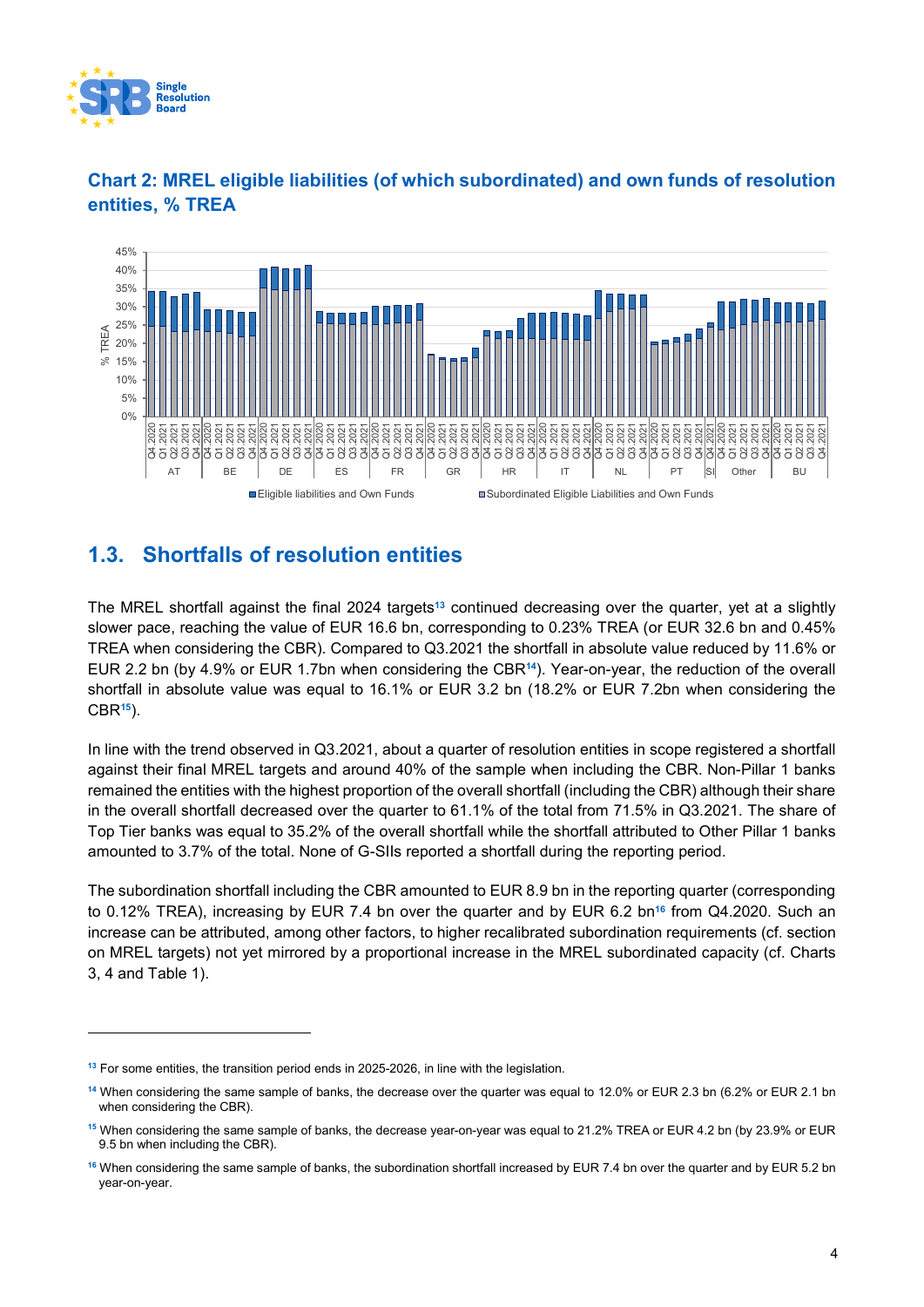**Chart 2: MREL eligible liabilities (of which subordinated) and own funds of resolution entities, % TREA**

## 1.3. Shortfalls of resolution entities

The MREL shortfall against the final 2024 targets[13] continued decreasing over the quarter, yet at a slightly slower pace, reaching the value of EUR 16.6 bn, corresponding to 0.23% TREA (or EUR 32.6 bn and 0.45% TREA when considering the CBR). Compared to Q3.2021 the shortfall in absolute value reduced by 11.6% or EUR 2.2 bn (by 4.9% or EUR 1.7bn when considering the CBR[14]). Year-on-year, the reduction of the overall shortfall in absolute value was equal to 16.1% or EUR 3.2 bn (18.2% or EUR 7.2bn when considering the CBR[15]).

In line with the trend observed in Q3.2021, about a quarter of resolution entities in scope registered a shortfall against their final MREL targets and around 40% of the sample when including the CBR. Non-Pillar 1 banks remained the entities with the highest proportion of the overall shortfall (including the CBR) although their share in the overall shortfall decreased over the quarter to 61.1% of the total from 71.5% in Q3.2021. The share of Top Tier banks was equal to 35.2% of the overall shortfall while the shortfall attributed to Other Pillar 1 banks amounted to 3.7% of the total. None of G-SIIs reported a shortfall during the reporting period.

The subordination shortfall including the CBR amounted to EUR 8.9 bn in the reporting quarter (corresponding to 0.12% TREA), increasing by EUR 7.4 bn over the quarter and by EUR 6.2 bn[16] from Q4.2020. Such an increase can be attributed, among other factors, to higher recalibrated subordination requirements (cf. section on MREL targets) not yet mirrored by a proportional increase in the MREL subordinated capacity (cf. Charts 3, 4 and Table 1).

---

[13] For some entities, the transition period ends in 2025-2026, in line with the legislation.

[14] When considering the same sample of banks, the decrease over the quarter was equal to 12.0% or EUR 2.3 bn (6.2% or EUR 2.1 bn when considering the CBR).

[15] When considering the same sample of banks, the decrease year-on-year was equal to 21.2% TREA or EUR 4.2 bn (by 23.9% or EUR 9.5 bn when including the CBR).

[16] When considering the same sample of banks, the subordination shortfall increased by EUR 7.4 bn over the quarter and by EUR 5.2 bn year-on-year.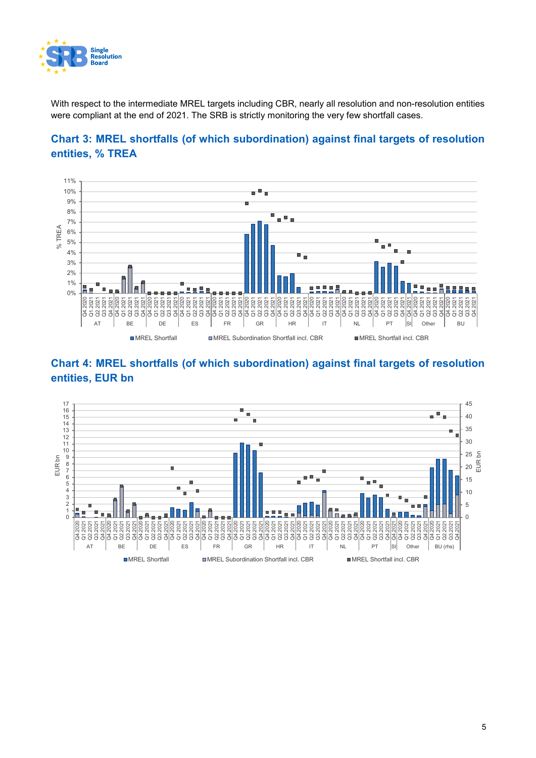With respect to the intermediate MREL targets including CBR, nearly all resolution and non-resolution entities were compliant at the end of 2021. The SRB is strictly monitoring the very few shortfall cases.

## Chart 3: MREL shortfalls (of which subordination) against final targets of resolution entities, % TREA

## Chart 4: MREL shortfalls (of which subordination) against final targets of resolution entities, EUR bn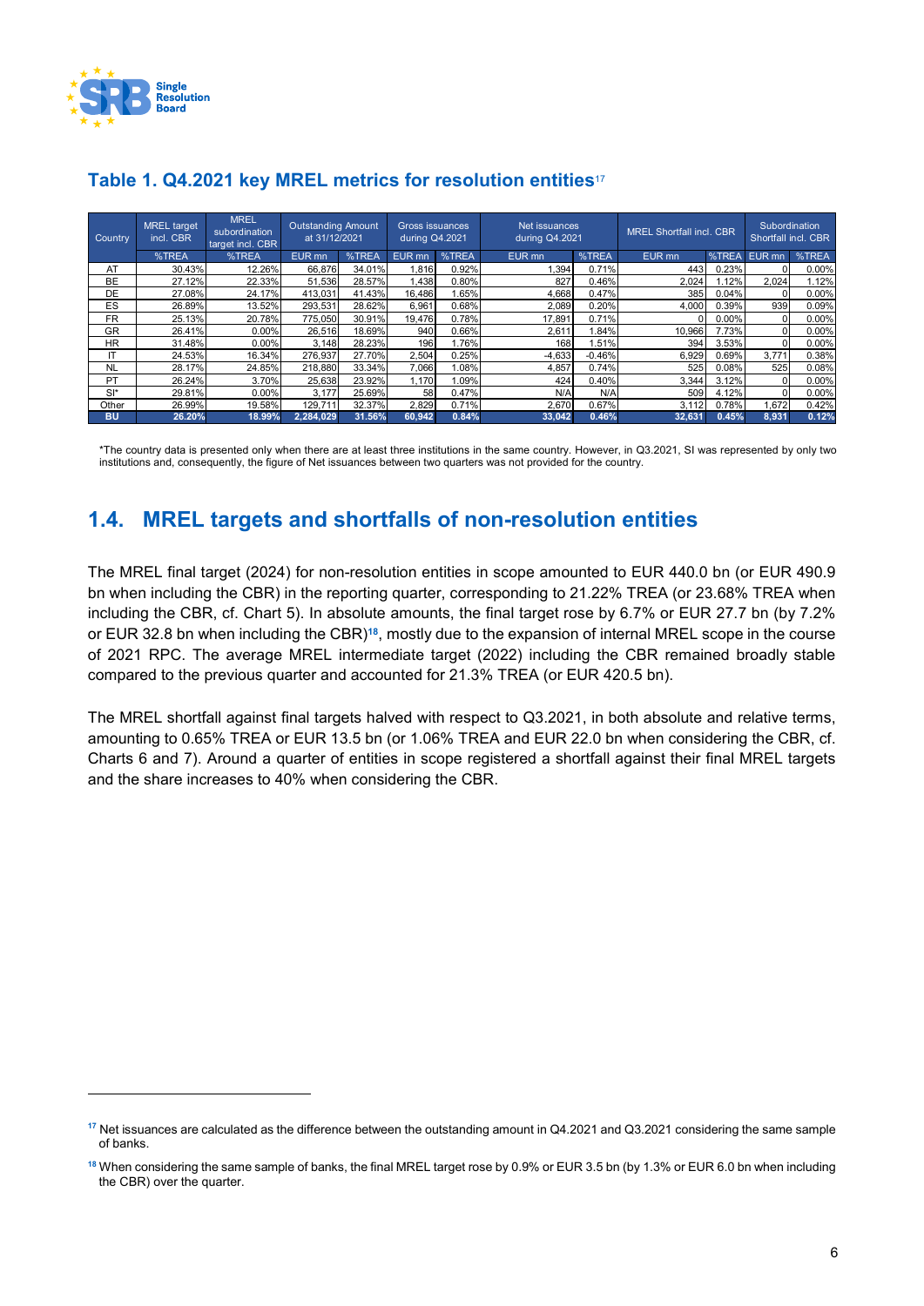## Table 1. Q4.2021 key MREL metrics for resolution entities[17]

| Country | MREL target incl. CBR | MREL subordination target incl. CBR | Outstanding Amount at 31/12/2021 | | Gross issuances during Q4.2021 | | Net issuances during Q4.2021 | | MREL Shortfall incl. CBR | | Subordination Shortfall incl. CBR | |
|---|---|---|---|---|---|---|---|---|---|---|---|---|
| | %TREA | %TREA | EUR mn | %TREA | EUR mn | %TREA | EUR mn | %TREA | EUR mn | %TREA | EUR mn | %TREA |
| AT | 30.43% | 12.26% | 66,876 | 34.01% | 1,816 | 0.92% | 1,394 | 0.71% | 443 | 0.23% | 0 | 0.00% |
| BE | 27.12% | 22.33% | 51,536 | 28.57% | 1,438 | 0.80% | 827 | 0.46% | 2,024 | 1.12% | 2,024 | 1.12% |
| DE | 27.08% | 24.17% | 413,031 | 41.43% | 16,486 | 1.65% | 4,668 | 0.47% | 385 | 0.04% | 0 | 0.00% |
| ES | 26.89% | 13.52% | 293,531 | 28.62% | 6,961 | 0.68% | 2,089 | 0.20% | 4,000 | 0.39% | 939 | 0.09% |
| FR | 25.13% | 20.78% | 775,050 | 30.91% | 19,476 | 0.78% | 17,891 | 0.71% | 0 | 0.00% | 0 | 0.00% |
| GR | 26.41% | 0.00% | 26,516 | 18.69% | 940 | 0.66% | 2,611 | 1.84% | 10,966 | 7.73% | 0 | 0.00% |
| HR | 31.48% | 0.00% | 3,148 | 28.23% | 196 | 1.76% | 168 | 1.51% | 394 | 3.53% | 0 | 0.00% |
| IT | 24.53% | 16.34% | 276,937 | 27.70% | 2,504 | 0.25% | -4,633 | -0.46% | 6,929 | 0.69% | 3,771 | 0.38% |
| NL | 28.17% | 24.85% | 218,880 | 33.34% | 7,066 | 1.08% | 4,857 | 0.74% | 525 | 0.08% | 525 | 0.08% |
| PT | 26.24% | 3.70% | 25,638 | 23.92% | 1,170 | 1.09% | 424 | 0.40% | 3,344 | 3.12% | 0 | 0.00% |
| SI* | 29.81% | 0.00% | 3,177 | 25.69% | 58 | 0.47% | N/A | N/A | 509 | 4.12% | 0 | 0.00% |
| Other | 26.99% | 19.58% | 129,711 | 32.37% | 2,829 | 0.71% | 2,670 | 0.67% | 3,112 | 0.78% | 1,672 | 0.42% |
| **BU** | **26.20%** | **18.99%** | **2,284,029** | **31.56%** | **60,942** | **0.84%** | **33,042** | **0.46%** | **32,631** | **0.45%** | **8,931** | **0.12%** |

*The country data is presented only when there are at least three institutions in the same country. However, in Q3.2021, SI was represented by only two institutions and, consequently, the figure of Net issuances between two quarters was not provided for the country.

## 1.4. MREL targets and shortfalls of non-resolution entities

The MREL final target (2024) for non-resolution entities in scope amounted to EUR 440.0 bn (or EUR 490.9 bn when including the CBR) in the reporting quarter, corresponding to 21.22% TREA (or 23.68% TREA when including the CBR, cf. Chart 5). In absolute amounts, the final target rose by 6.7% or EUR 27.7 bn (by 7.2% or EUR 32.8 bn when including the CBR)[18], mostly due to the expansion of internal MREL scope in the course of 2021 RPC. The average MREL intermediate target (2022) including the CBR remained broadly stable compared to the previous quarter and accounted for 21.3% TREA (or EUR 420.5 bn).

The MREL shortfall against final targets halved with respect to Q3.2021, in both absolute and relative terms, amounting to 0.65% TREA or EUR 13.5 bn (or 1.06% TREA and EUR 22.0 bn when considering the CBR, cf. Charts 6 and 7). Around a quarter of entities in scope registered a shortfall against their final MREL targets and the share increases to 40% when considering the CBR.

---

[17] Net issuances are calculated as the difference between the outstanding amount in Q4.2021 and Q3.2021 considering the same sample of banks.

[18] When considering the same sample of banks, the final MREL target rose by 0.9% or EUR 3.5 bn (by 1.3% or EUR 6.0 bn when including the CBR) over the quarter.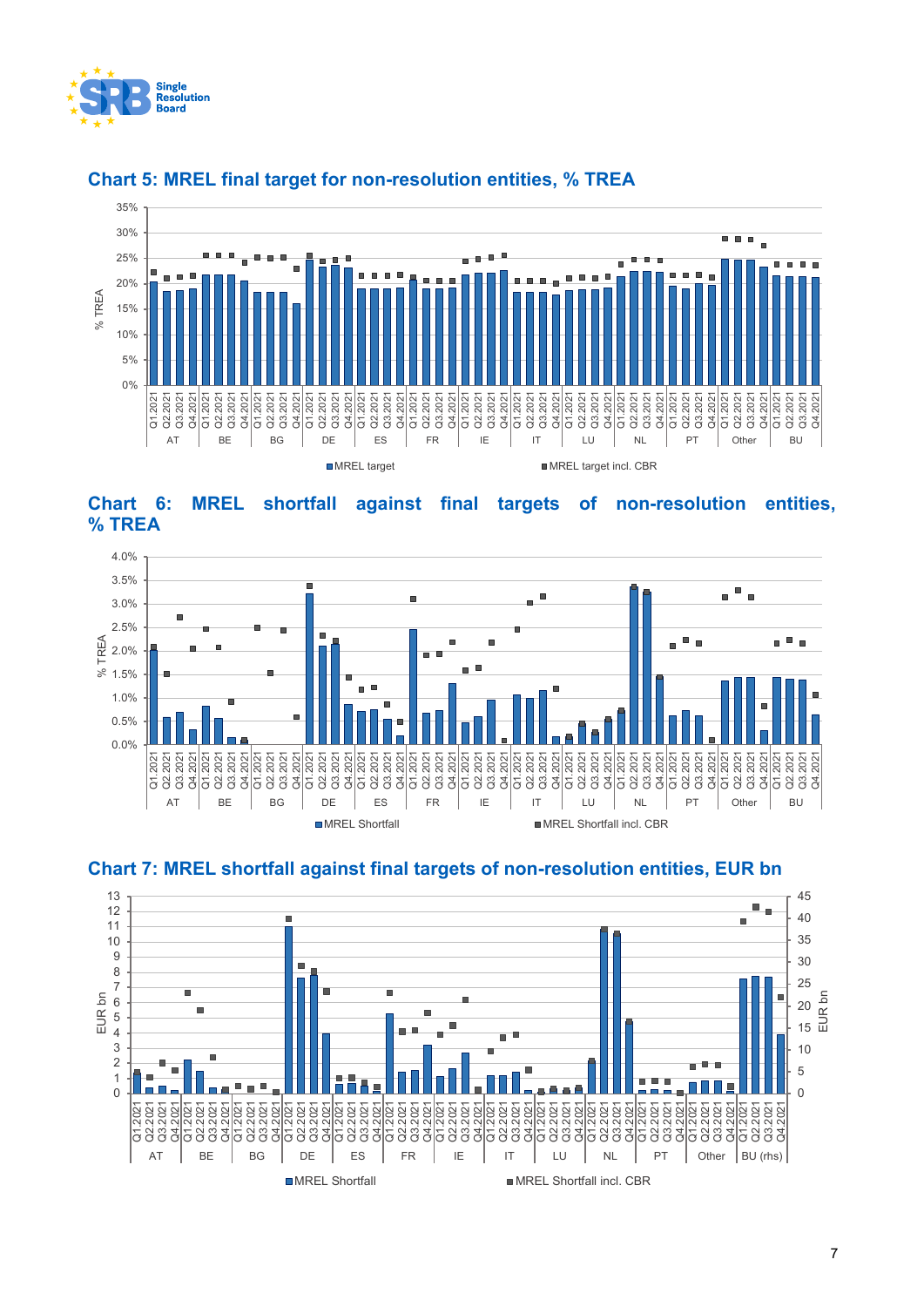## Chart 5: MREL final target for non-resolution entities, % TREA

## Chart 6: MREL shortfall against final targets of non-resolution entities, % TREA

## Chart 7: MREL shortfall against final targets of non-resolution entities, EUR bn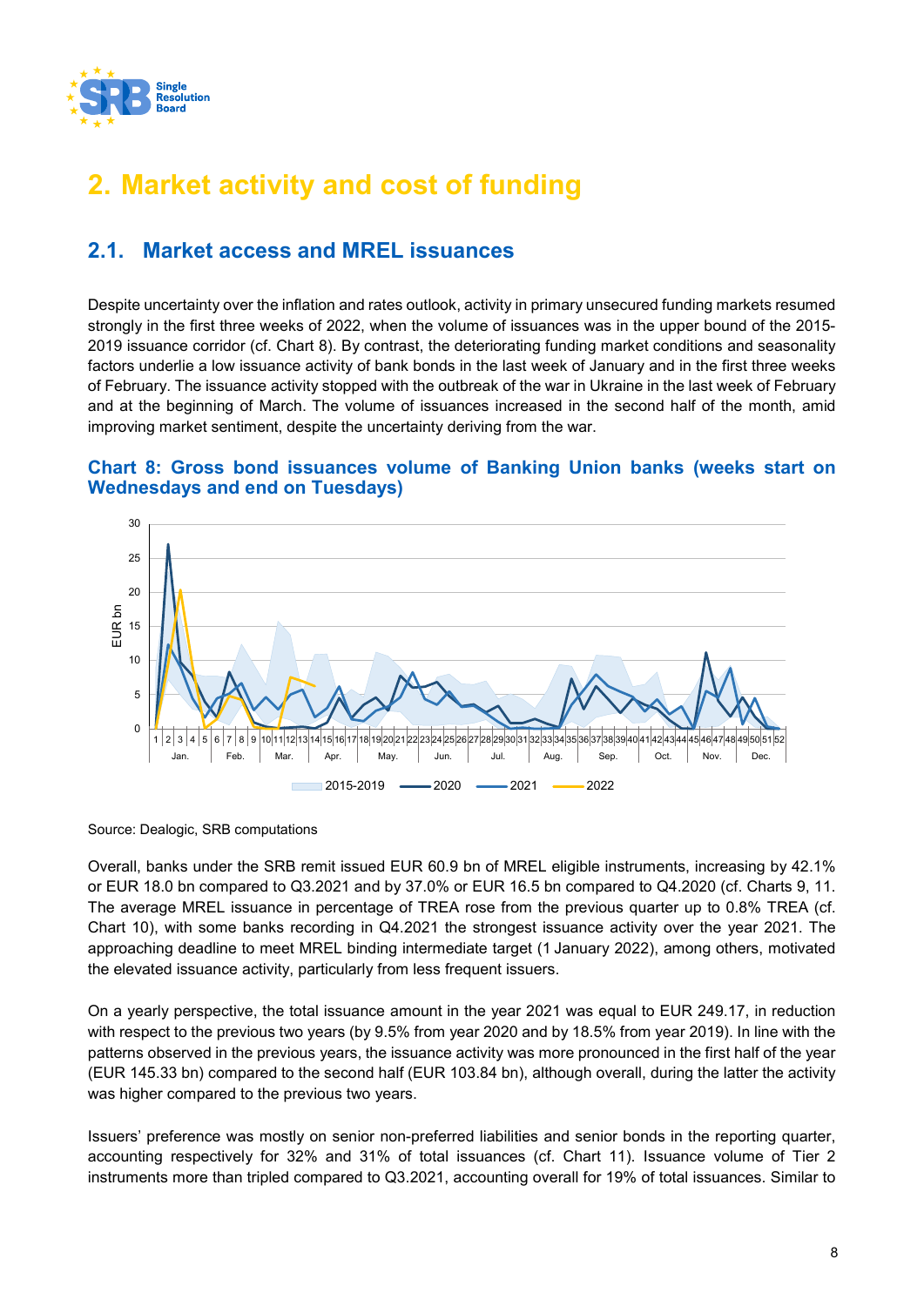# 2. Market activity and cost of funding

## 2.1. Market access and MREL issuances

Despite uncertainty over the inflation and rates outlook, activity in primary unsecured funding markets resumed strongly in the first three weeks of 2022, when the volume of issuances was in the upper bound of the 2015-2019 issuance corridor (cf. Chart 8). By contrast, the deteriorating funding market conditions and seasonality factors underlie a low issuance activity of bank bonds in the last week of January and in the first three weeks of February. The issuance activity stopped with the outbreak of the war in Ukraine in the last week of February and at the beginning of March. The volume of issuances increased in the second half of the month, amid improving market sentiment, despite the uncertainty deriving from the war.

### Chart 8: Gross bond issuances volume of Banking Union banks (weeks start on Wednesdays and end on Tuesdays)

Source: Dealogic, SRB computations

Overall, banks under the SRB remit issued EUR 60.9 bn of MREL eligible instruments, increasing by 42.1% or EUR 18.0 bn compared to Q3.2021 and by 37.0% or EUR 16.5 bn compared to Q4.2020 (cf. Charts 9, 11. The average MREL issuance in percentage of TREA rose from the previous quarter up to 0.8% TREA (cf. Chart 10), with some banks recording in Q4.2021 the strongest issuance activity over the year 2021. The approaching deadline to meet MREL binding intermediate target (1 January 2022), among others, motivated the elevated issuance activity, particularly from less frequent issuers.

On a yearly perspective, the total issuance amount in the year 2021 was equal to EUR 249.17, in reduction with respect to the previous two years (by 9.5% from year 2020 and by 18.5% from year 2019). In line with the patterns observed in the previous years, the issuance activity was more pronounced in the first half of the year (EUR 145.33 bn) compared to the second half (EUR 103.84 bn), although overall, during the latter the activity was higher compared to the previous two years.

Issuers' preference was mostly on senior non-preferred liabilities and senior bonds in the reporting quarter, accounting respectively for 32% and 31% of total issuances (cf. Chart 11). Issuance volume of Tier 2 instruments more than tripled compared to Q3.2021, accounting overall for 19% of total issuances. Similar to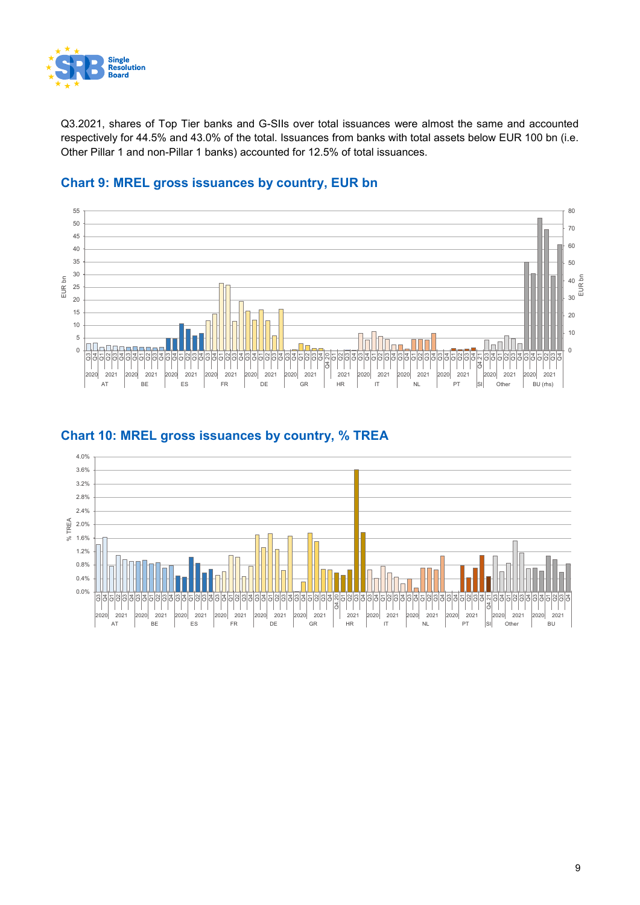Q3.2021, shares of Top Tier banks and G-SIIs over total issuances were almost the same and accounted respectively for 44.5% and 43.0% of the total. Issuances from banks with total assets below EUR 100 bn (i.e. Other Pillar 1 and non-Pillar 1 banks) accounted for 12.5% of total issuances.

## Chart 9: MREL gross issuances by country, EUR bn

## Chart 10: MREL gross issuances by country, % TREA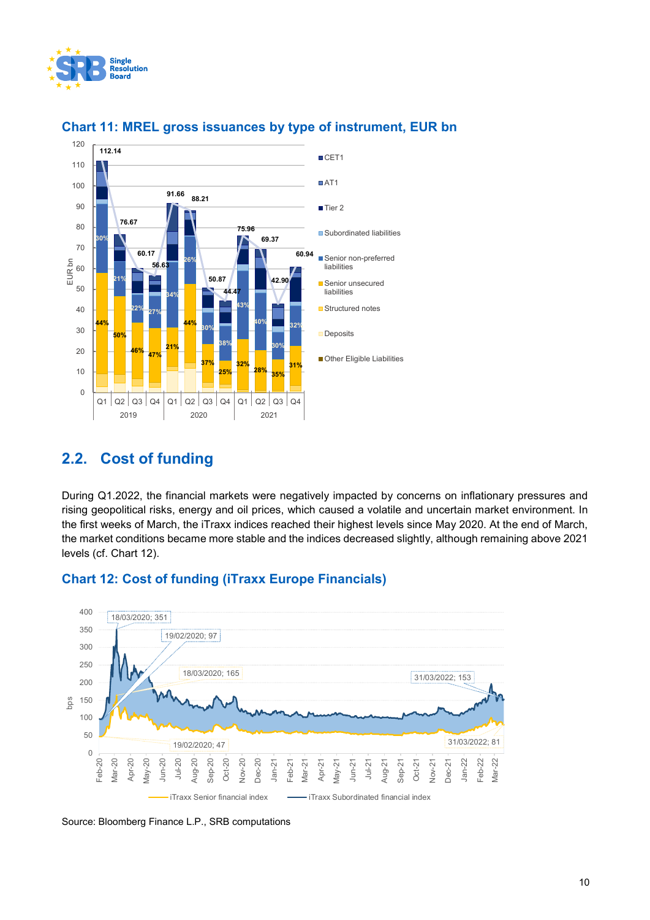## Chart 11: MREL gross issuances by type of instrument, EUR bn

## 2.2. Cost of funding

During Q1.2022, the financial markets were negatively impacted by concerns on inflationary pressures and rising geopolitical risks, energy and oil prices, which caused a volatile and uncertain market environment. In the first weeks of March, the iTraxx indices reached their highest levels since May 2020. At the end of March, the market conditions became more stable and the indices decreased slightly, although remaining above 2021 levels (cf. Chart 12).

## Chart 12: Cost of funding (iTraxx Europe Financials)

Source: Bloomberg Finance L.P., SRB computations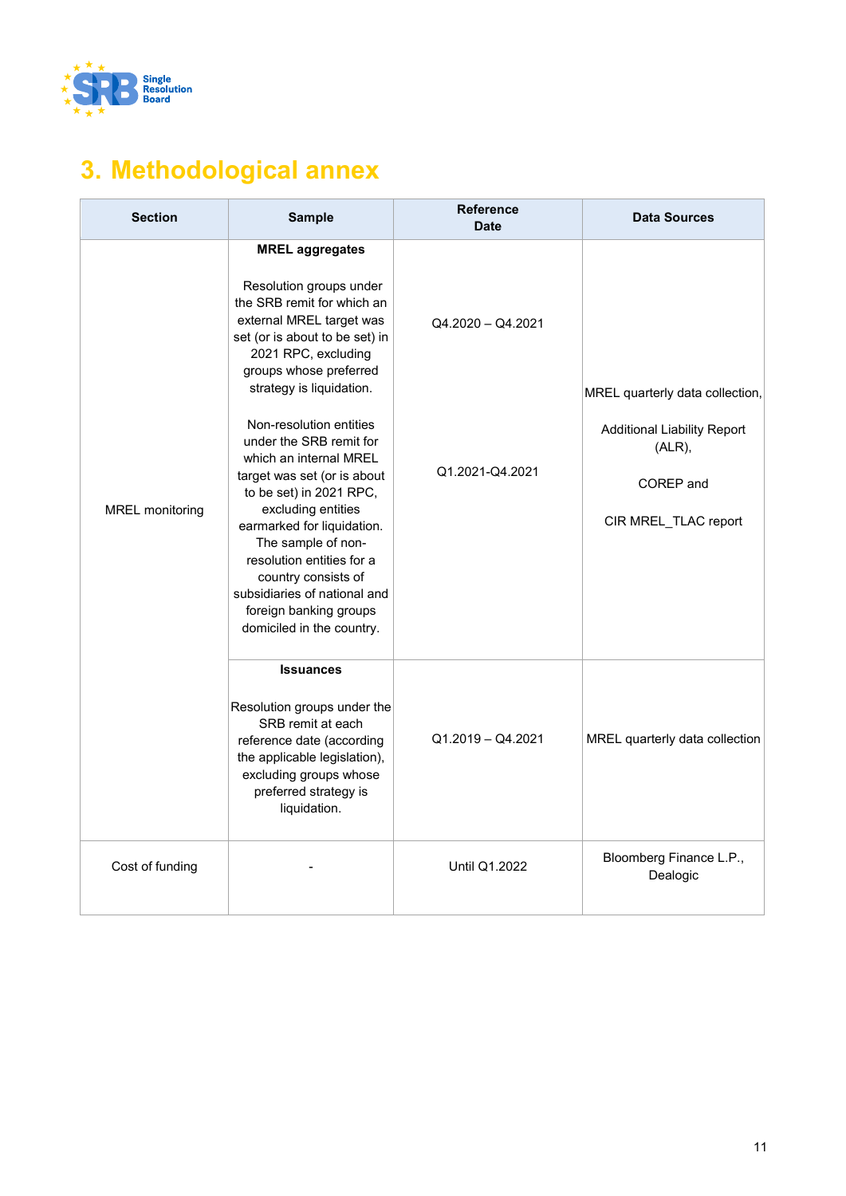# 3. Methodological annex

| Section | Sample | Reference Date | Data Sources |
|---|---|---|---|
| MREL monitoring | **MREL aggregates**<br><br>Resolution groups under the SRB remit for which an external MREL target was set (or is about to be set) in 2021 RPC, excluding groups whose preferred strategy is liquidation. | Q4.2020 – Q4.2021 | MREL quarterly data collection,<br><br>Additional Liability Report (ALR),<br><br>COREP and<br><br>CIR MREL_TLAC report |
| | Non-resolution entities under the SRB remit for which an internal MREL target was set (or is about to be set) in 2021 RPC, excluding entities earmarked for liquidation. The sample of non-resolution entities for a country consists of subsidiaries of national and foreign banking groups domiciled in the country. | Q1.2021-Q4.2021 | |
| | **Issuances**<br><br>Resolution groups under the SRB remit at each reference date (according the applicable legislation), excluding groups whose preferred strategy is liquidation. | Q1.2019 – Q4.2021 | MREL quarterly data collection |
| Cost of funding | - | Until Q1.2022 | Bloomberg Finance L.P., Dealogic |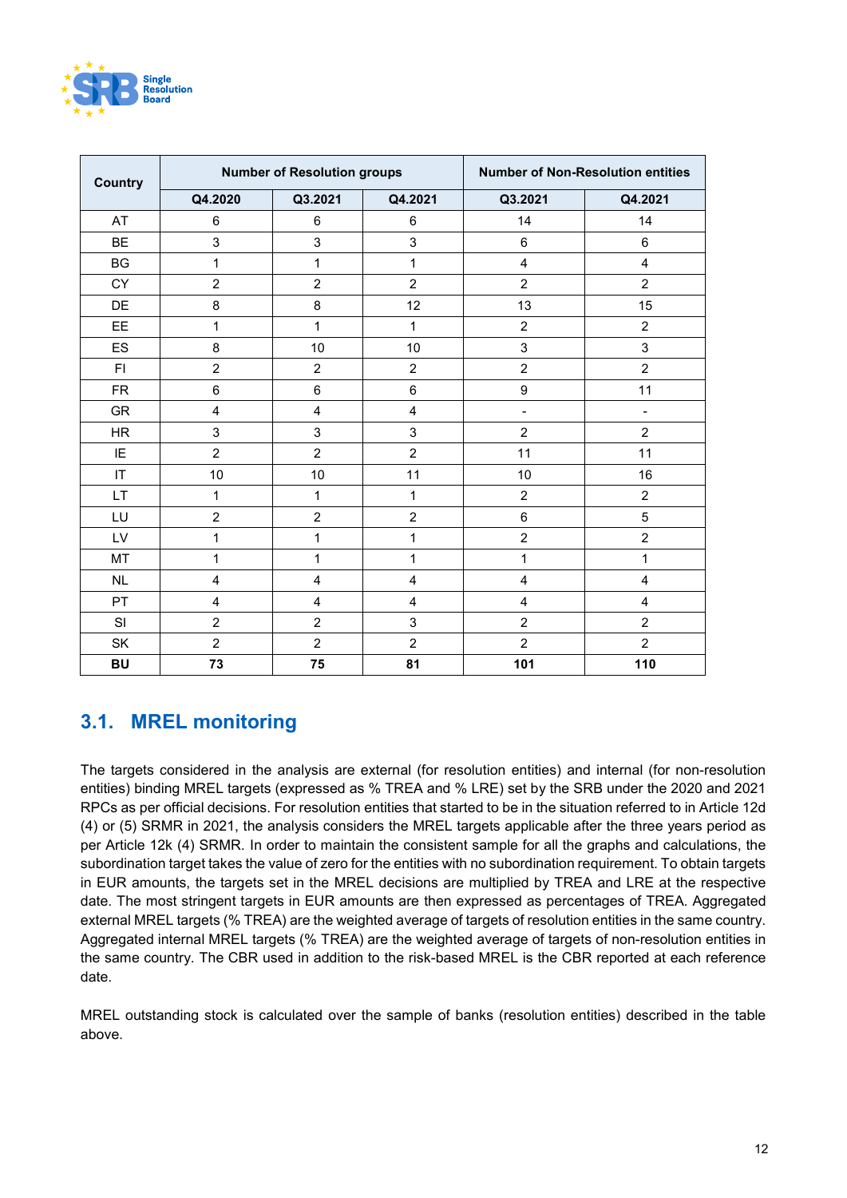| Country | Number of Resolution groups | | | Number of Non-Resolution entities | |
|---|---|---|---|---|---|
| | Q4.2020 | Q3.2021 | Q4.2021 | Q3.2021 | Q4.2021 |
| AT | 6 | 6 | 6 | 14 | 14 |
| BE | 3 | 3 | 3 | 6 | 6 |
| BG | 1 | 1 | 1 | 4 | 4 |
| CY | 2 | 2 | 2 | 2 | 2 |
| DE | 8 | 8 | 12 | 13 | 15 |
| EE | 1 | 1 | 1 | 2 | 2 |
| ES | 8 | 10 | 10 | 3 | 3 |
| FI | 2 | 2 | 2 | 2 | 2 |
| FR | 6 | 6 | 6 | 9 | 11 |
| GR | 4 | 4 | 4 | - | - |
| HR | 3 | 3 | 3 | 2 | 2 |
| IE | 2 | 2 | 2 | 11 | 11 |
| IT | 10 | 10 | 11 | 10 | 16 |
| LT | 1 | 1 | 1 | 2 | 2 |
| LU | 2 | 2 | 2 | 6 | 5 |
| LV | 1 | 1 | 1 | 2 | 2 |
| MT | 1 | 1 | 1 | 1 | 1 |
| NL | 4 | 4 | 4 | 4 | 4 |
| PT | 4 | 4 | 4 | 4 | 4 |
| SI | 2 | 2 | 3 | 2 | 2 |
| SK | 2 | 2 | 2 | 2 | 2 |
| **BU** | **73** | **75** | **81** | **101** | **110** |

## 3.1. MREL monitoring

The targets considered in the analysis are external (for resolution entities) and internal (for non-resolution entities) binding MREL targets (expressed as % TREA and % LRE) set by the SRB under the 2020 and 2021 RPCs as per official decisions. For resolution entities that started to be in the situation referred to in Article 12d (4) or (5) SRMR in 2021, the analysis considers the MREL targets applicable after the three years period as per Article 12k (4) SRMR. In order to maintain the consistent sample for all the graphs and calculations, the subordination target takes the value of zero for the entities with no subordination requirement. To obtain targets in EUR amounts, the targets set in the MREL decisions are multiplied by TREA and LRE at the respective date. The most stringent targets in EUR amounts are then expressed as percentages of TREA. Aggregated external MREL targets (% TREA) are the weighted average of targets of resolution entities in the same country. Aggregated internal MREL targets (% TREA) are the weighted average of targets of non-resolution entities in the same country. The CBR used in addition to the risk-based MREL is the CBR reported at each reference date.

MREL outstanding stock is calculated over the sample of banks (resolution entities) described in the table above.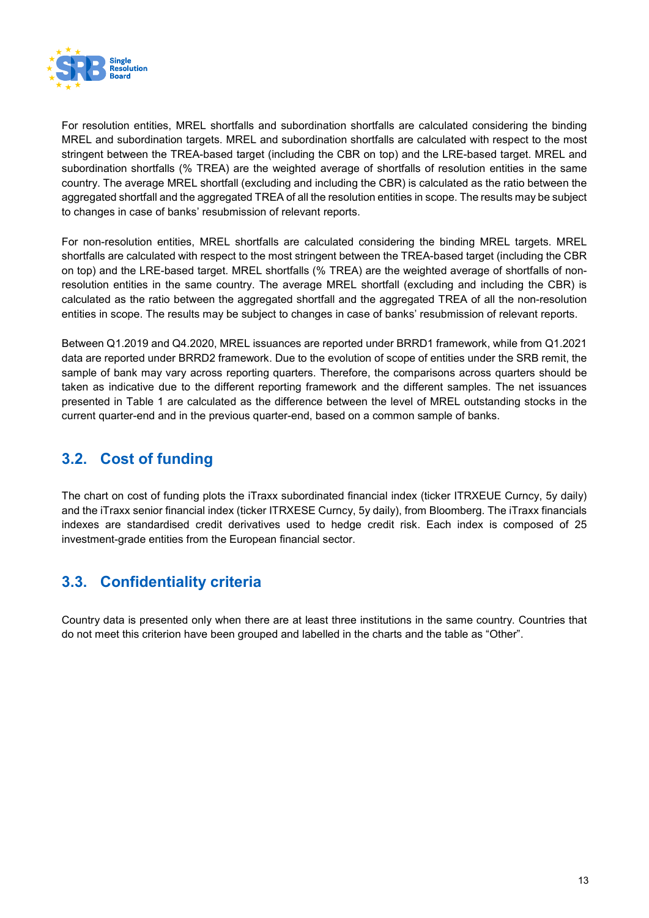For resolution entities, MREL shortfalls and subordination shortfalls are calculated considering the binding MREL and subordination targets. MREL and subordination shortfalls are calculated with respect to the most stringent between the TREA-based target (including the CBR on top) and the LRE-based target. MREL and subordination shortfalls (% TREA) are the weighted average of shortfalls of resolution entities in the same country. The average MREL shortfall (excluding and including the CBR) is calculated as the ratio between the aggregated shortfall and the aggregated TREA of all the resolution entities in scope. The results may be subject to changes in case of banks' resubmission of relevant reports.

For non-resolution entities, MREL shortfalls are calculated considering the binding MREL targets. MREL shortfalls are calculated with respect to the most stringent between the TREA-based target (including the CBR on top) and the LRE-based target. MREL shortfalls (% TREA) are the weighted average of shortfalls of non-resolution entities in the same country. The average MREL shortfall (excluding and including the CBR) is calculated as the ratio between the aggregated shortfall and the aggregated TREA of all the non-resolution entities in scope. The results may be subject to changes in case of banks' resubmission of relevant reports.

Between Q1.2019 and Q4.2020, MREL issuances are reported under BRRD1 framework, while from Q1.2021 data are reported under BRRD2 framework. Due to the evolution of scope of entities under the SRB remit, the sample of bank may vary across reporting quarters. Therefore, the comparisons across quarters should be taken as indicative due to the different reporting framework and the different samples. The net issuances presented in Table 1 are calculated as the difference between the level of MREL outstanding stocks in the current quarter-end and in the previous quarter-end, based on a common sample of banks.

## 3.2. Cost of funding

The chart on cost of funding plots the iTraxx subordinated financial index (ticker ITRXEUE Curncy, 5y daily) and the iTraxx senior financial index (ticker ITRXESE Curncy, 5y daily), from Bloomberg. The iTraxx financials indexes are standardised credit derivatives used to hedge credit risk. Each index is composed of 25 investment-grade entities from the European financial sector.

## 3.3. Confidentiality criteria

Country data is presented only when there are at least three institutions in the same country. Countries that do not meet this criterion have been grouped and labelled in the charts and the table as "Other".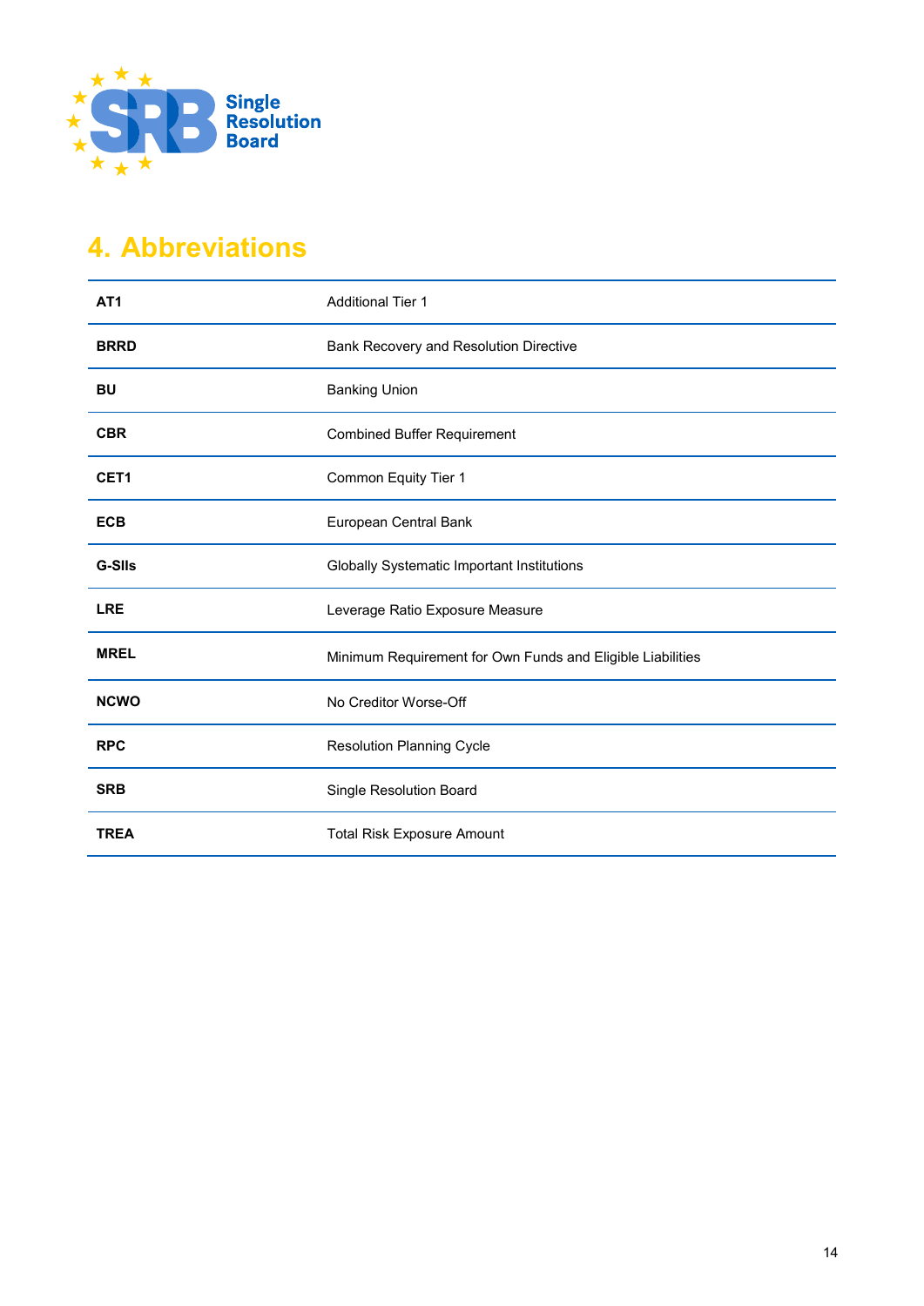## 4. Abbreviations

| | |
|---|---|
| **AT1** | Additional Tier 1 |
| **BRRD** | Bank Recovery and Resolution Directive |
| **BU** | Banking Union |
| **CBR** | Combined Buffer Requirement |
| **CET1** | Common Equity Tier 1 |
| **ECB** | European Central Bank |
| **G-SIIs** | Globally Systematic Important Institutions |
| **LRE** | Leverage Ratio Exposure Measure |
| **MREL** | Minimum Requirement for Own Funds and Eligible Liabilities |
| **NCWO** | No Creditor Worse-Off |
| **RPC** | Resolution Planning Cycle |
| **SRB** | Single Resolution Board |
| **TREA** | Total Risk Exposure Amount |